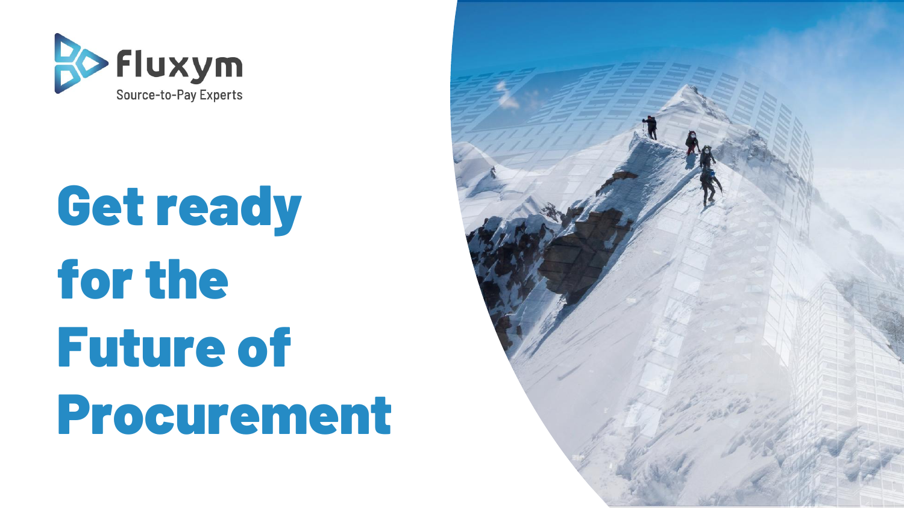Fluxym

Source-to-Pay Experts

# Get ready for the Future of Procurement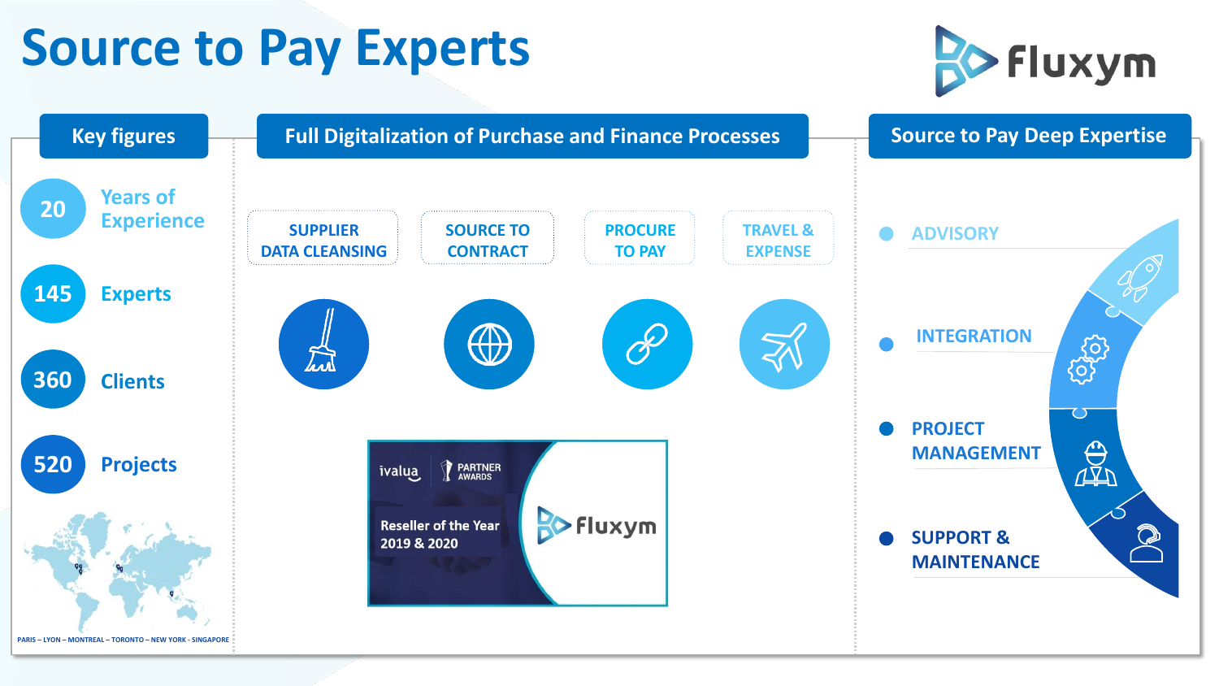# Source to Pay Experts

fluxym

## Key figures

- **20** Years of Experience
- **145** Experts
- **360** Clients
- **520** Projects

PARIS – LYON – MONTREAL – TORONTO – NEW YORK - SINGAPORE

## Full Digitalization of Purchase and Finance Processes

- SUPPLIER DATA CLEANSING
- SOURCE TO CONTRACT
- PROCURE TO PAY
- TRAVEL & EXPENSE

ivalua PARTNER AWARDS

Reseller of the Year 2019 & 2020

fluxym

## Source to Pay Deep Expertise

- ADVISORY
- INTEGRATION
- PROJECT MANAGEMENT
- SUPPORT & MAINTENANCE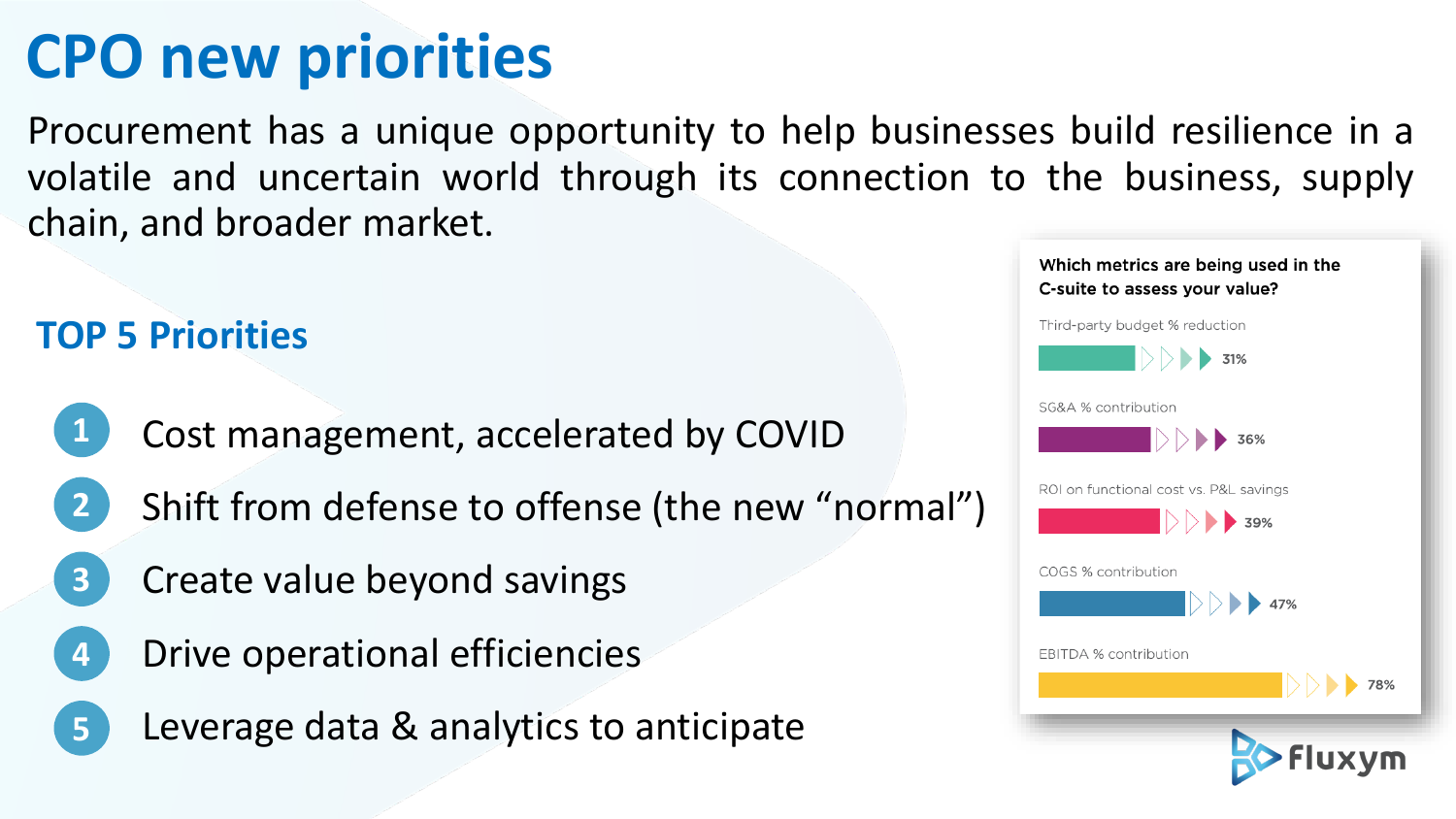# CPO new priorities

Procurement has a unique opportunity to help businesses build resilience in a volatile and uncertain world through its connection to the business, supply chain, and broader market.

## TOP 5 Priorities

1. Cost management, accelerated by COVID
2. Shift from defense to offense (the new "normal")
3. Create value beyond savings
4. Drive operational efficiencies
5. Leverage data & analytics to anticipate

**Which metrics are being used in the C-suite to assess your value?**

| Metric | % |
| --- | --- |
| Third-party budget % reduction | 31% |
| SG&A % contribution | 36% |
| ROI on functional cost vs. P&L savings | 39% |
| COGS % contribution | 47% |
| EBITDA % contribution | 78% |

Fluxym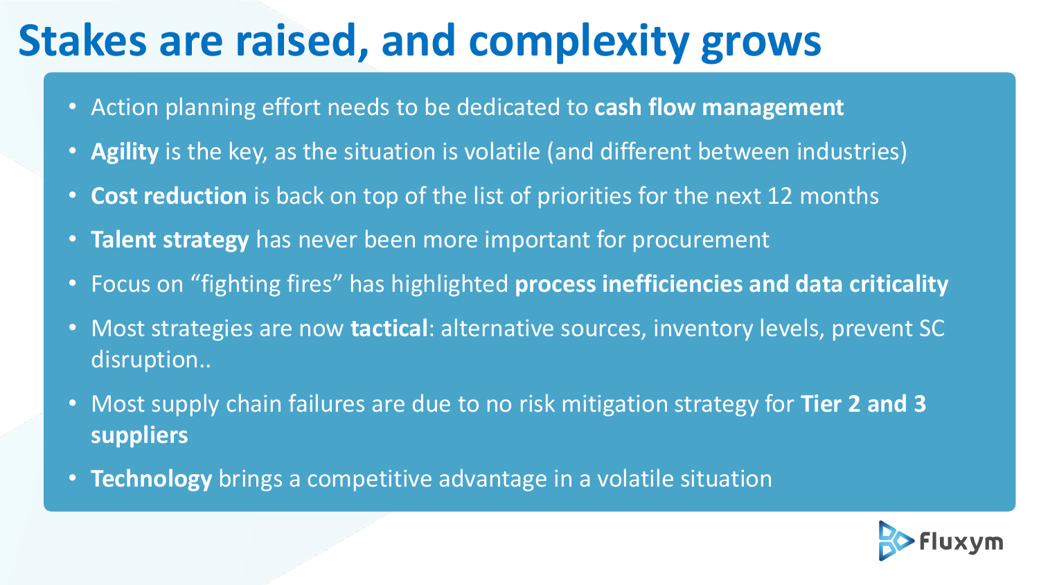# Stakes are raised, and complexity grows

- Action planning effort needs to be dedicated to **cash flow management**
- **Agility** is the key, as the situation is volatile (and different between industries)
- **Cost reduction** is back on top of the list of priorities for the next 12 months
- **Talent strategy** has never been more important for procurement
- Focus on "fighting fires" has highlighted **process inefficiencies and data criticality**
- Most strategies are now **tactical**: alternative sources, inventory levels, prevent SC disruption..
- Most supply chain failures are due to no risk mitigation strategy for **Tier 2 and 3 suppliers**
- **Technology** brings a competitive advantage in a volatile situation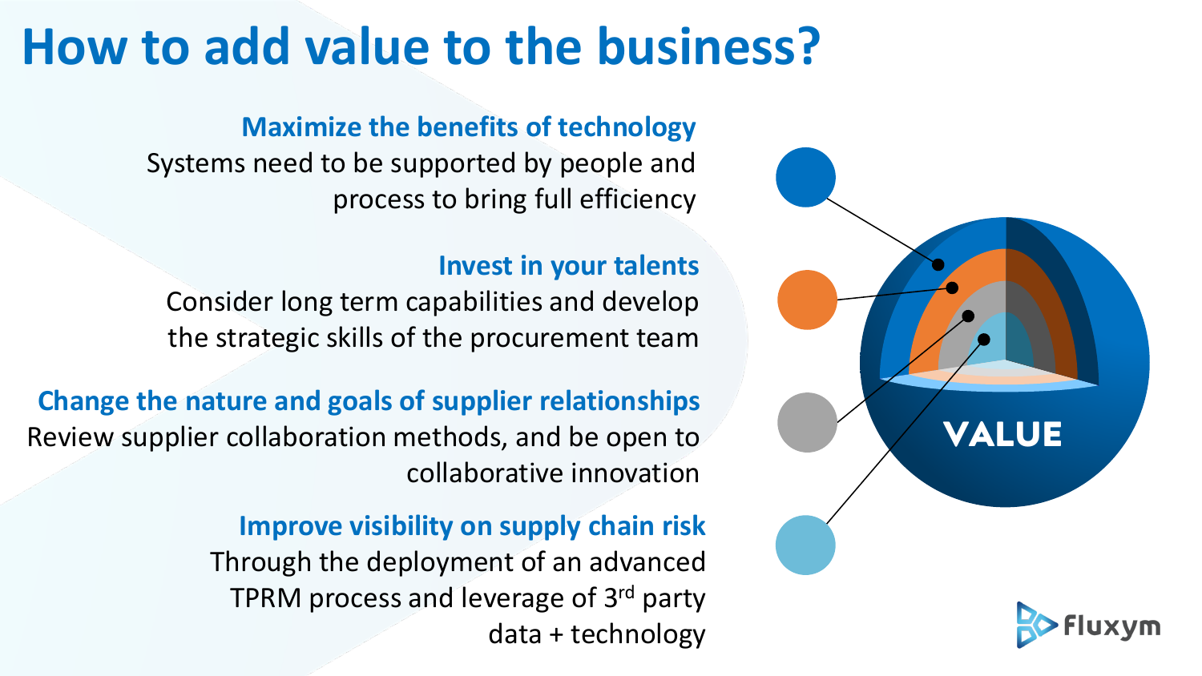# How to add value to the business?

**Maximize the benefits of technology**
Systems need to be supported by people and process to bring full efficiency

**Invest in your talents**
Consider long term capabilities and develop the strategic skills of the procurement team

**Change the nature and goals of supplier relationships**
Review supplier collaboration methods, and be open to collaborative innovation

**Improve visibility on supply chain risk**
Through the deployment of an advanced TPRM process and leverage of 3rd party data + technology

VALUE

Fluxym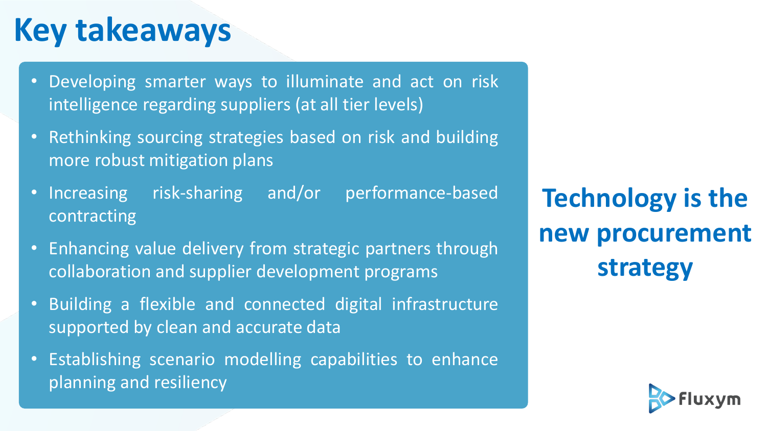# Key takeaways

- Developing smarter ways to illuminate and act on risk intelligence regarding suppliers (at all tier levels)
- Rethinking sourcing strategies based on risk and building more robust mitigation plans
- Increasing risk-sharing and/or performance-based contracting
- Enhancing value delivery from strategic partners through collaboration and supplier development programs
- Building a flexible and connected digital infrastructure supported by clean and accurate data
- Establishing scenario modelling capabilities to enhance planning and resiliency

**Technology is the new procurement strategy**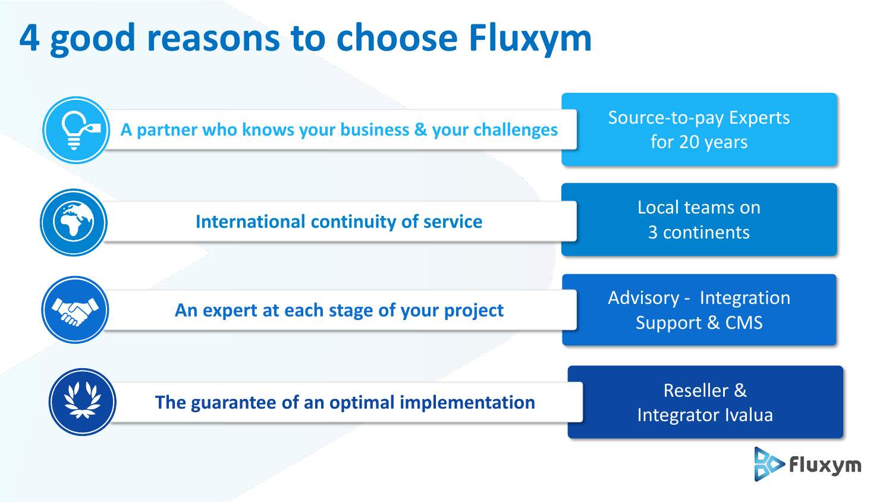# 4 good reasons to choose Fluxym

| Reason | Detail |
|---|---|
| A partner who knows your business & your challenges | Source-to-pay Experts for 20 years |
| International continuity of service | Local teams on 3 continents |
| An expert at each stage of your project | Advisory - Integration Support & CMS |
| The guarantee of an optimal implementation | Reseller & Integrator Ivalua |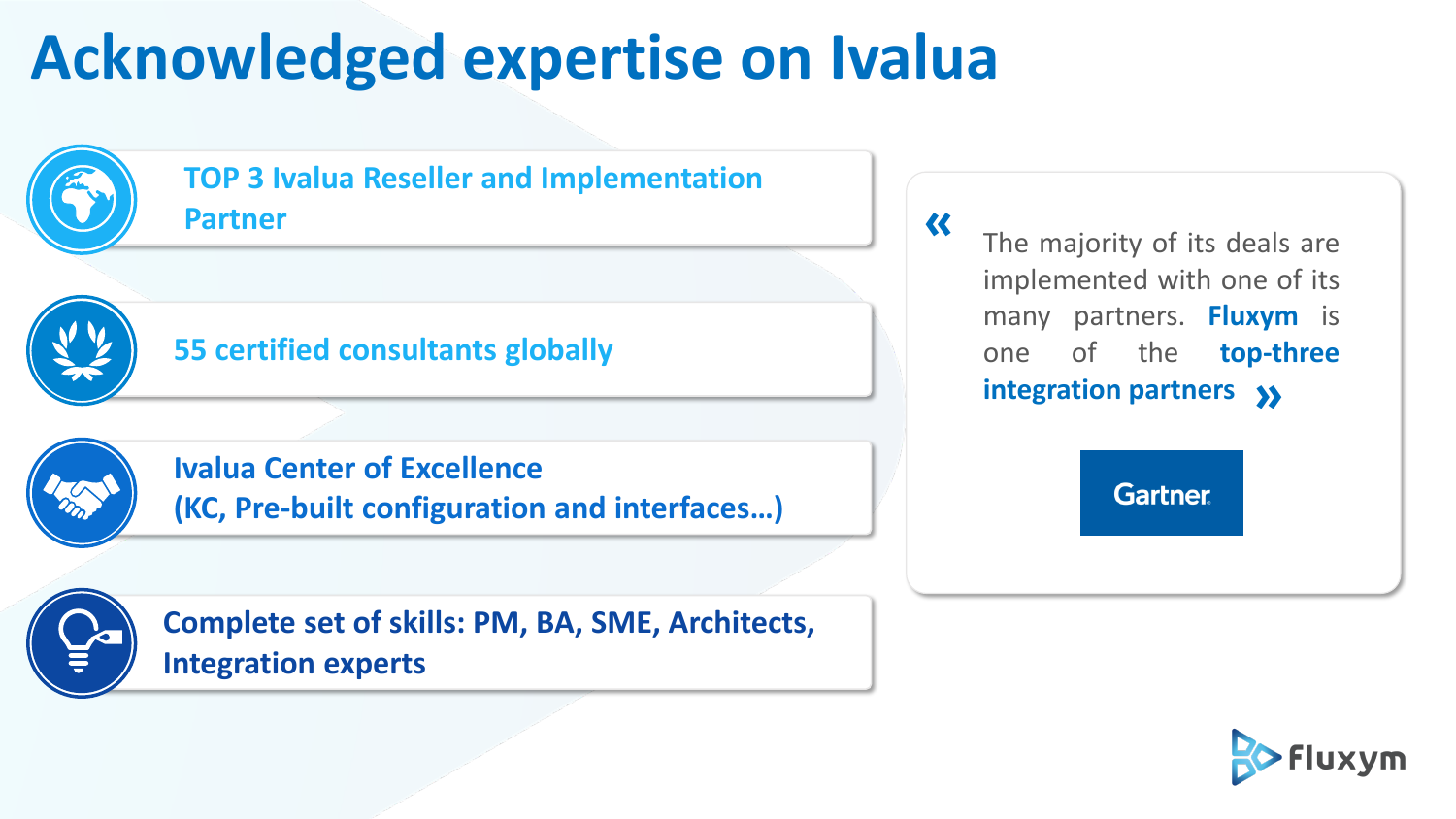# Acknowledged expertise on Ivalua

- **TOP 3 Ivalua Reseller and Implementation Partner**
- **55 certified consultants globally**
- **Ivalua Center of Excellence (KC, Pre-built configuration and interfaces…)**
- **Complete set of skills: PM, BA, SME, Architects, Integration experts**

> « The majority of its deals are implemented with one of its many partners. **Fluxym** is one of the **top-three integration partners** »
>
> Gartner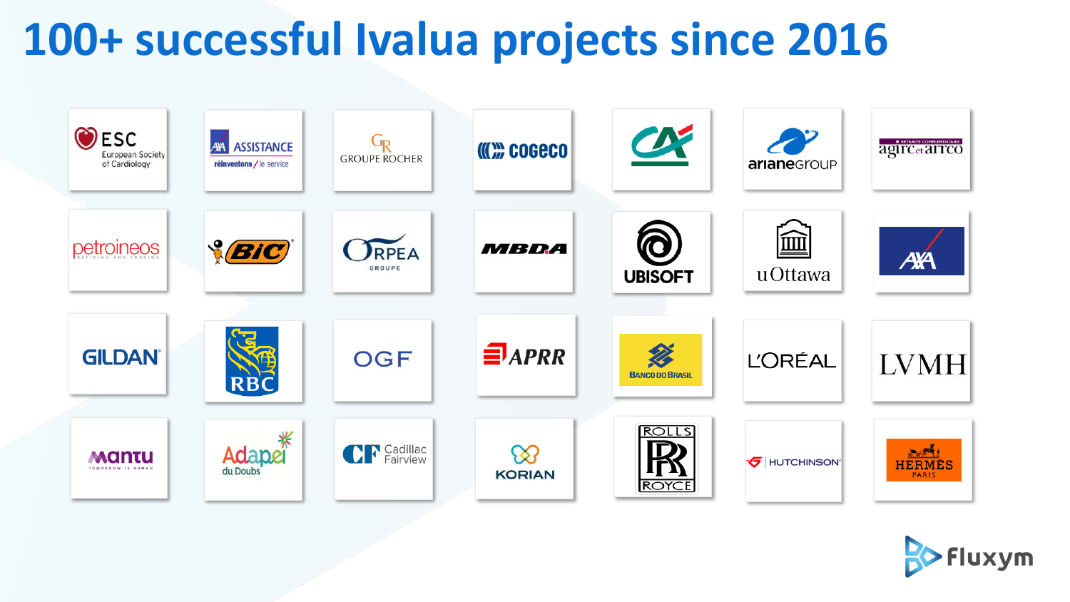# 100+ successful Ivalua projects since 2016

ESC European Society of Cardiology

AXA ASSISTANCE réinventons / le service

GROUPE ROCHER

COGECO

CA

arianeGROUP

agirc et arrco

petroineos REFINING AND TRADING

BIC

ORPEA GROUPE

MBDA

UBISOFT

uOttawa

AXA

GILDAN

RBC

OGF

APRR

BANCO DO BRASIL

L'ORÉAL

LVMH

mantu TOMORROW IS HUMAN

Adapei du Doubs

CF Cadillac Fairview

KORIAN

ROLLS ROYCE

HUTCHINSON

HERMÈS PARIS

fluxym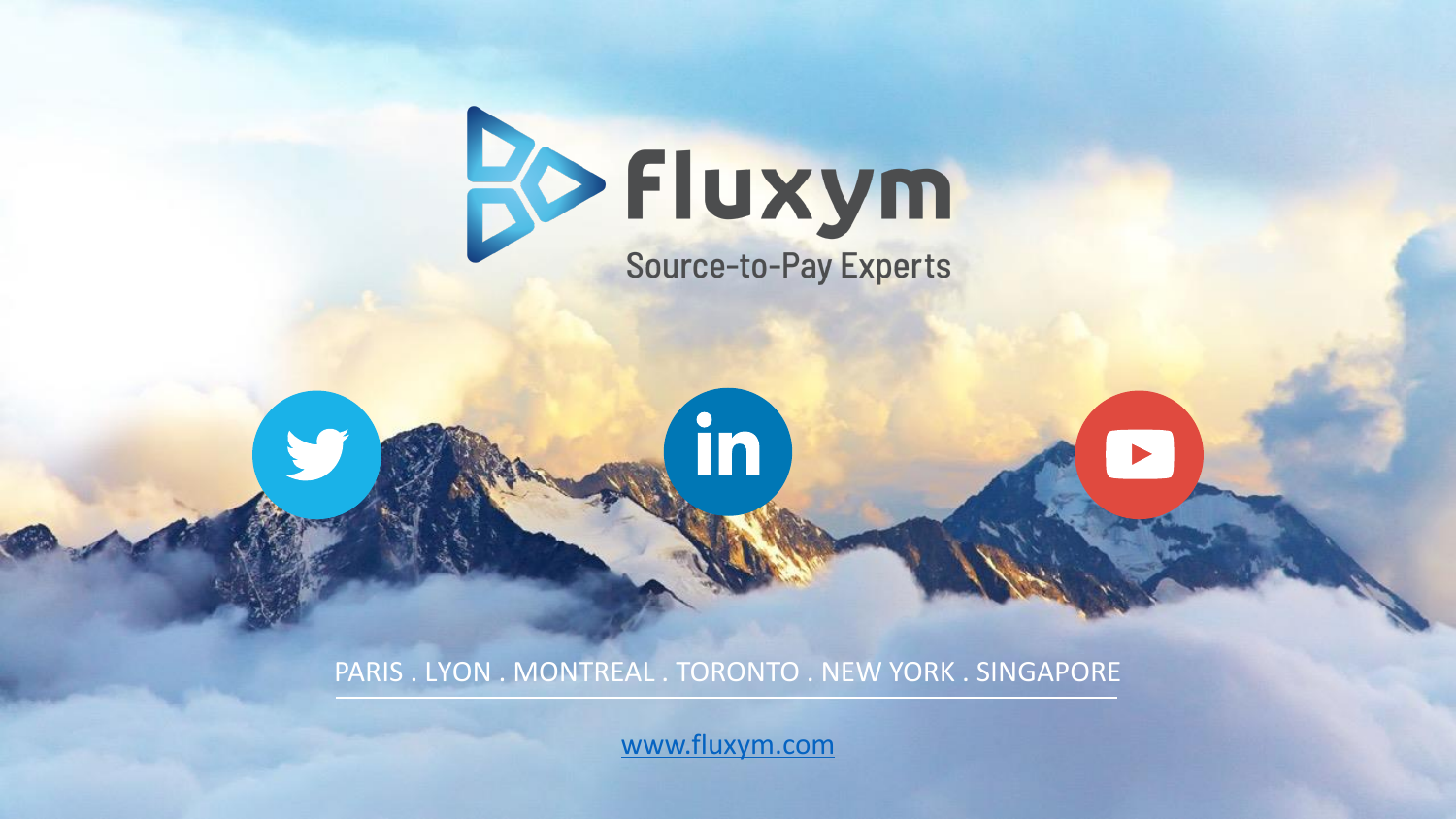Fluxym

Source-to-Pay Experts

PARIS . LYON . MONTREAL . TORONTO . NEW YORK . SINGAPORE

www.fluxym.com